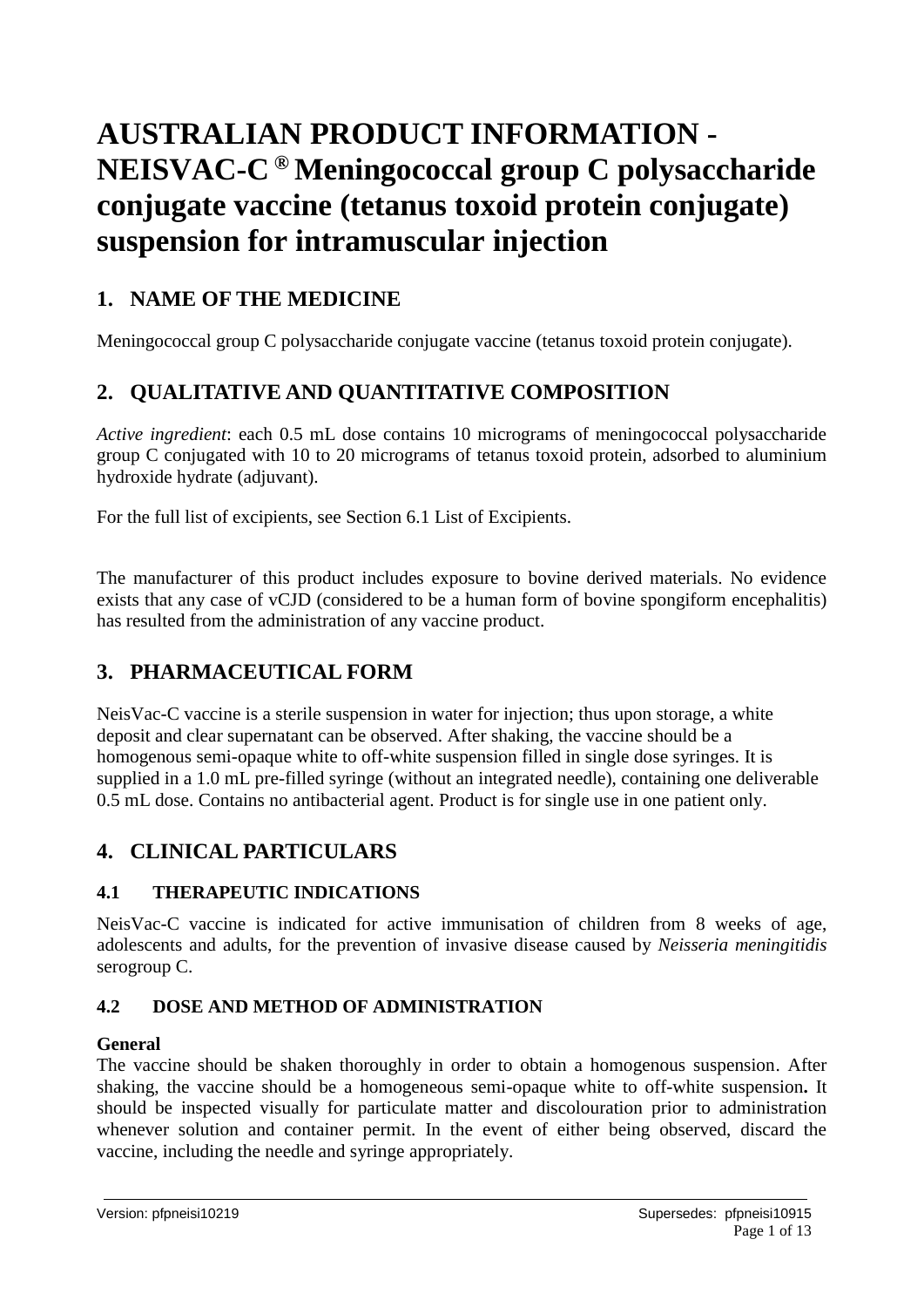# AUSTRALIAN PRODUCT INFORMATION - NEISVAC-C ® Meningococcal group C polysaccharide conjugate vaccine (tetanus toxoid protein conjugate) suspension for intramuscular injection

## 1. NAME OF THE MEDICINE

Meningococcal group C polysaccharide conjugate vaccine (tetanus toxoid protein conjugate).

## 2. QUALITATIVE AND QUANTITATIVE COMPOSITION

*Active ingredient*: each 0.5 mL dose contains 10 micrograms of meningococcal polysaccharide group C conjugated with 10 to 20 micrograms of tetanus toxoid protein, adsorbed to aluminium hydroxide hydrate (adjuvant).

For the full list of excipients, see Section 6.1 List of Excipients.

The manufacturer of this product includes exposure to bovine derived materials. No evidence exists that any case of vCJD (considered to be a human form of bovine spongiform encephalitis) has resulted from the administration of any vaccine product.

## 3. PHARMACEUTICAL FORM

NeisVac-C vaccine is a sterile suspension in water for injection; thus upon storage, a white deposit and clear supernatant can be observed. After shaking, the vaccine should be a homogenous semi-opaque white to off-white suspension filled in single dose syringes. It is supplied in a 1.0 mL pre-filled syringe (without an integrated needle), containing one deliverable 0.5 mL dose. Contains no antibacterial agent. Product is for single use in one patient only.

## 4. CLINICAL PARTICULARS

### 4.1 THERAPEUTIC INDICATIONS

NeisVac-C vaccine is indicated for active immunisation of children from 8 weeks of age, adolescents and adults, for the prevention of invasive disease caused by *Neisseria meningitidis* serogroup C.

### 4.2 DOSE AND METHOD OF ADMINISTRATION

**General**

The vaccine should be shaken thoroughly in order to obtain a homogenous suspension. After shaking, the vaccine should be a homogeneous semi-opaque white to off-white suspension**.** It should be inspected visually for particulate matter and discolouration prior to administration whenever solution and container permit. In the event of either being observed, discard the vaccine, including the needle and syringe appropriately.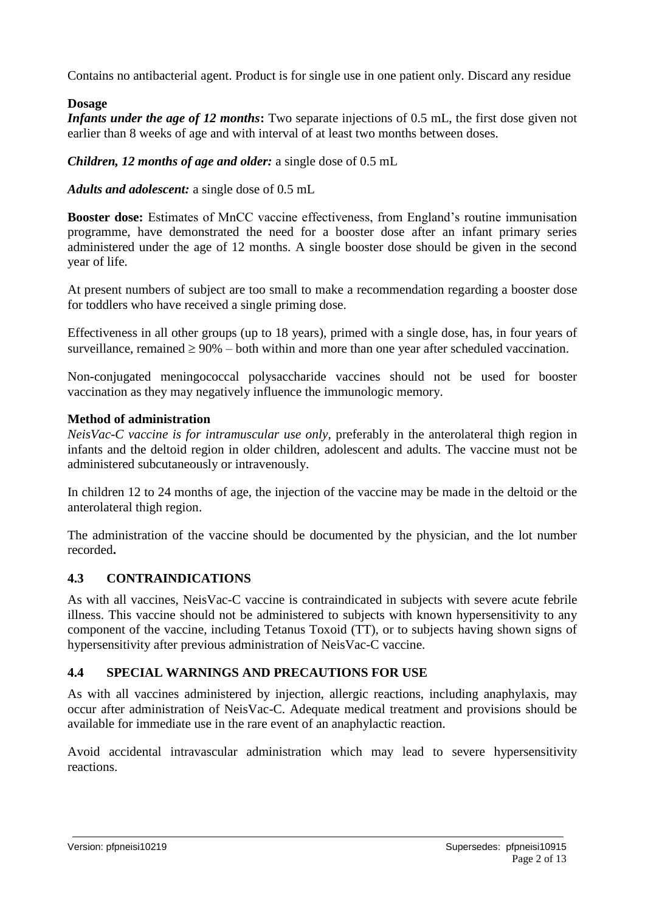Contains no antibacterial agent. Product is for single use in one patient only. Discard any residue

**Dosage**

***Infants under the age of 12 months*:** Two separate injections of 0.5 mL, the first dose given not earlier than 8 weeks of age and with interval of at least two months between doses.

***Children, 12 months of age and older:*** a single dose of 0.5 mL

***Adults and adolescent:*** a single dose of 0.5 mL

**Booster dose:** Estimates of MnCC vaccine effectiveness, from England's routine immunisation programme, have demonstrated the need for a booster dose after an infant primary series administered under the age of 12 months. A single booster dose should be given in the second year of life.

At present numbers of subject are too small to make a recommendation regarding a booster dose for toddlers who have received a single priming dose.

Effectiveness in all other groups (up to 18 years), primed with a single dose, has, in four years of surveillance, remained $\geq 90\%$ – both within and more than one year after scheduled vaccination.

Non-conjugated meningococcal polysaccharide vaccines should not be used for booster vaccination as they may negatively influence the immunologic memory.

**Method of administration**

*NeisVac-C vaccine is for intramuscular use only,* preferably in the anterolateral thigh region in infants and the deltoid region in older children, adolescent and adults. The vaccine must not be administered subcutaneously or intravenously.

In children 12 to 24 months of age, the injection of the vaccine may be made in the deltoid or the anterolateral thigh region.

The administration of the vaccine should be documented by the physician, and the lot number recorded**.**

## 4.3 CONTRAINDICATIONS

As with all vaccines, NeisVac-C vaccine is contraindicated in subjects with severe acute febrile illness. This vaccine should not be administered to subjects with known hypersensitivity to any component of the vaccine, including Tetanus Toxoid (TT), or to subjects having shown signs of hypersensitivity after previous administration of NeisVac-C vaccine.

## 4.4 SPECIAL WARNINGS AND PRECAUTIONS FOR USE

As with all vaccines administered by injection, allergic reactions, including anaphylaxis, may occur after administration of NeisVac-C. Adequate medical treatment and provisions should be available for immediate use in the rare event of an anaphylactic reaction.

Avoid accidental intravascular administration which may lead to severe hypersensitivity reactions.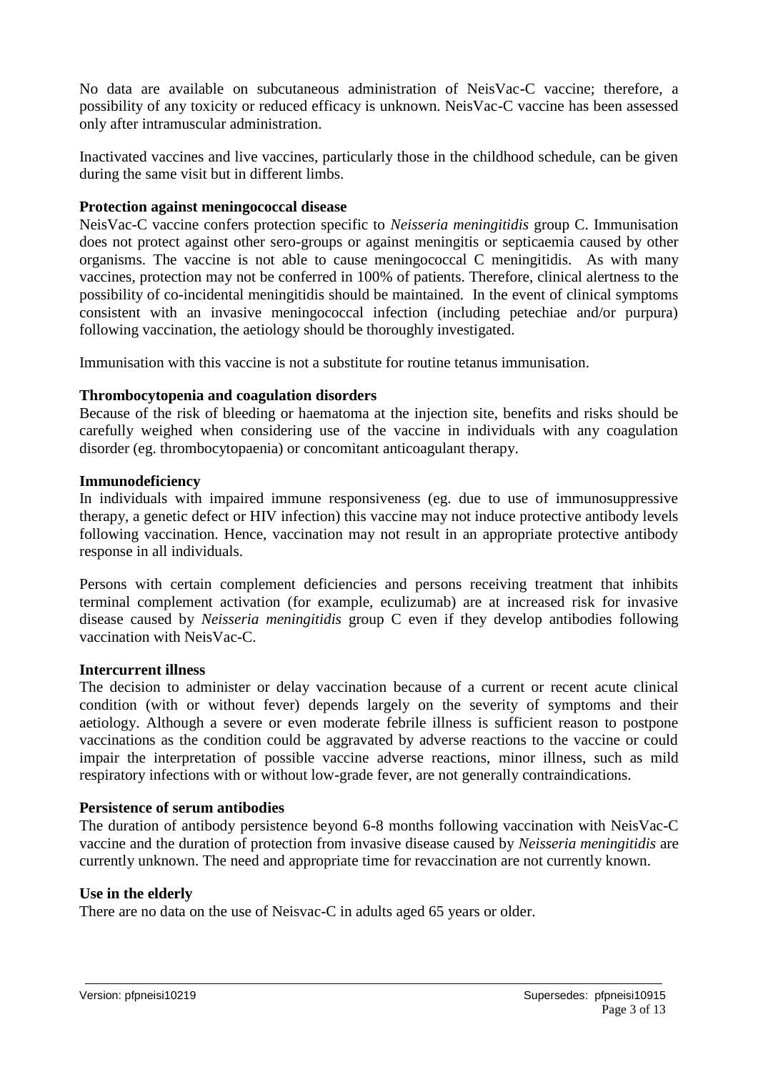No data are available on subcutaneous administration of NeisVac-C vaccine; therefore, a possibility of any toxicity or reduced efficacy is unknown. NeisVac-C vaccine has been assessed only after intramuscular administration.

Inactivated vaccines and live vaccines, particularly those in the childhood schedule, can be given during the same visit but in different limbs.

**Protection against meningococcal disease**

NeisVac-C vaccine confers protection specific to *Neisseria meningitidis* group C. Immunisation does not protect against other sero-groups or against meningitis or septicaemia caused by other organisms. The vaccine is not able to cause meningococcal C meningitidis. As with many vaccines, protection may not be conferred in 100% of patients. Therefore, clinical alertness to the possibility of co-incidental meningitidis should be maintained. In the event of clinical symptoms consistent with an invasive meningococcal infection (including petechiae and/or purpura) following vaccination, the aetiology should be thoroughly investigated.

Immunisation with this vaccine is not a substitute for routine tetanus immunisation.

**Thrombocytopenia and coagulation disorders**

Because of the risk of bleeding or haematoma at the injection site, benefits and risks should be carefully weighed when considering use of the vaccine in individuals with any coagulation disorder (eg. thrombocytopaenia) or concomitant anticoagulant therapy.

**Immunodeficiency**

In individuals with impaired immune responsiveness (eg. due to use of immunosuppressive therapy, a genetic defect or HIV infection) this vaccine may not induce protective antibody levels following vaccination. Hence, vaccination may not result in an appropriate protective antibody response in all individuals.

Persons with certain complement deficiencies and persons receiving treatment that inhibits terminal complement activation (for example, eculizumab) are at increased risk for invasive disease caused by *Neisseria meningitidis* group C even if they develop antibodies following vaccination with NeisVac-C.

**Intercurrent illness**

The decision to administer or delay vaccination because of a current or recent acute clinical condition (with or without fever) depends largely on the severity of symptoms and their aetiology. Although a severe or even moderate febrile illness is sufficient reason to postpone vaccinations as the condition could be aggravated by adverse reactions to the vaccine or could impair the interpretation of possible vaccine adverse reactions, minor illness, such as mild respiratory infections with or without low-grade fever, are not generally contraindications.

**Persistence of serum antibodies**

The duration of antibody persistence beyond 6-8 months following vaccination with NeisVac-C vaccine and the duration of protection from invasive disease caused by *Neisseria meningitidis* are currently unknown. The need and appropriate time for revaccination are not currently known.

**Use in the elderly**

There are no data on the use of Neisvac-C in adults aged 65 years or older.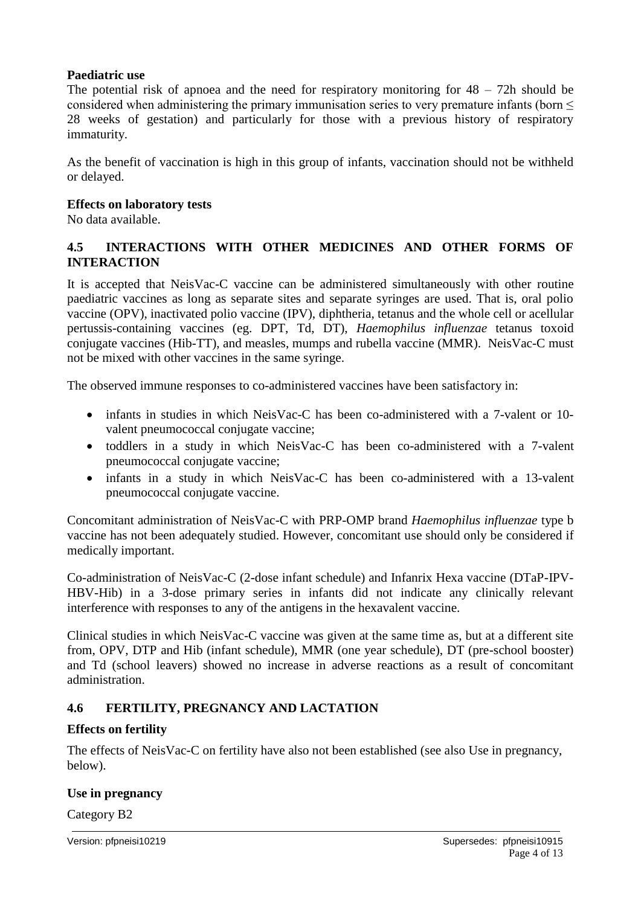### Paediatric use

The potential risk of apnoea and the need for respiratory monitoring for 48 – 72h should be considered when administering the primary immunisation series to very premature infants (born ≤ 28 weeks of gestation) and particularly for those with a previous history of respiratory immaturity.

As the benefit of vaccination is high in this group of infants, vaccination should not be withheld or delayed.

### Effects on laboratory tests

No data available.

## 4.5 INTERACTIONS WITH OTHER MEDICINES AND OTHER FORMS OF INTERACTION

It is accepted that NeisVac-C vaccine can be administered simultaneously with other routine paediatric vaccines as long as separate sites and separate syringes are used. That is, oral polio vaccine (OPV), inactivated polio vaccine (IPV), diphtheria, tetanus and the whole cell or acellular pertussis-containing vaccines (eg. DPT, Td, DT), *Haemophilus influenzae* tetanus toxoid conjugate vaccines (Hib-TT), and measles, mumps and rubella vaccine (MMR). NeisVac-C must not be mixed with other vaccines in the same syringe.

The observed immune responses to co-administered vaccines have been satisfactory in:

- infants in studies in which NeisVac-C has been co-administered with a 7-valent or 10-valent pneumococcal conjugate vaccine;
- toddlers in a study in which NeisVac-C has been co-administered with a 7-valent pneumococcal conjugate vaccine;
- infants in a study in which NeisVac-C has been co-administered with a 13-valent pneumococcal conjugate vaccine.

Concomitant administration of NeisVac-C with PRP-OMP brand *Haemophilus influenzae* type b vaccine has not been adequately studied. However, concomitant use should only be considered if medically important.

Co-administration of NeisVac-C (2-dose infant schedule) and Infanrix Hexa vaccine (DTaP-IPV-HBV-Hib) in a 3-dose primary series in infants did not indicate any clinically relevant interference with responses to any of the antigens in the hexavalent vaccine.

Clinical studies in which NeisVac-C vaccine was given at the same time as, but at a different site from, OPV, DTP and Hib (infant schedule), MMR (one year schedule), DT (pre-school booster) and Td (school leavers) showed no increase in adverse reactions as a result of concomitant administration.

## 4.6 FERTILITY, PREGNANCY AND LACTATION

### Effects on fertility

The effects of NeisVac-C on fertility have also not been established (see also Use in pregnancy, below).

### Use in pregnancy

Category B2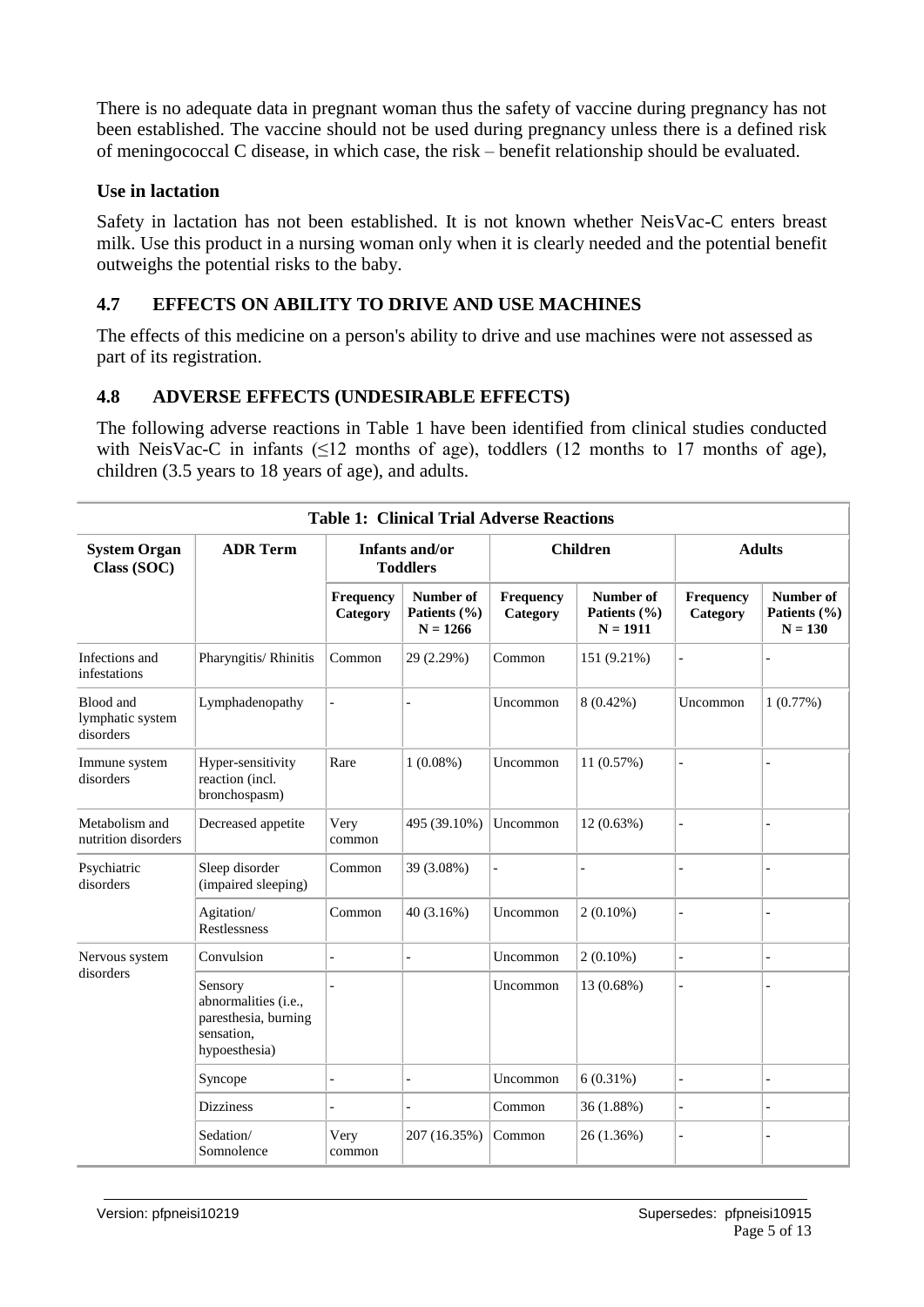There is no adequate data in pregnant woman thus the safety of vaccine during pregnancy has not been established. The vaccine should not be used during pregnancy unless there is a defined risk of meningococcal C disease, in which case, the risk – benefit relationship should be evaluated.

### Use in lactation

Safety in lactation has not been established. It is not known whether NeisVac-C enters breast milk. Use this product in a nursing woman only when it is clearly needed and the potential benefit outweighs the potential risks to the baby.

## 4.7 EFFECTS ON ABILITY TO DRIVE AND USE MACHINES

The effects of this medicine on a person's ability to drive and use machines were not assessed as part of its registration.

## 4.8 ADVERSE EFFECTS (UNDESIRABLE EFFECTS)

The following adverse reactions in Table 1 have been identified from clinical studies conducted with NeisVac-C in infants (≤12 months of age), toddlers (12 months to 17 months of age), children (3.5 years to 18 years of age), and adults.

**Table 1: Clinical Trial Adverse Reactions**

| System Organ Class (SOC) | ADR Term | Infants and/or Toddlers | | Children | | Adults | |
|---|---|---|---|---|---|---|---|
| | | Frequency Category | Number of Patients (%) N = 1266 | Frequency Category | Number of Patients (%) N = 1911 | Frequency Category | Number of Patients (%) N = 130 |
| Infections and infestations | Pharyngitis/ Rhinitis | Common | 29 (2.29%) | Common | 151 (9.21%) | - | - |
| Blood and lymphatic system disorders | Lymphadenopathy | - | - | Uncommon | 8 (0.42%) | Uncommon | 1 (0.77%) |
| Immune system disorders | Hyper-sensitivity reaction (incl. bronchospasm) | Rare | 1 (0.08%) | Uncommon | 11 (0.57%) | - | - |
| Metabolism and nutrition disorders | Decreased appetite | Very common | 495 (39.10%) | Uncommon | 12 (0.63%) | - | - |
| Psychiatric disorders | Sleep disorder (impaired sleeping) | Common | 39 (3.08%) | - | - | - | - |
| | Agitation/ Restlessness | Common | 40 (3.16%) | Uncommon | 2 (0.10%) | - | - |
| Nervous system disorders | Convulsion | - | - | Uncommon | 2 (0.10%) | - | - |
| | Sensory abnormalities (i.e., paresthesia, burning sensation, hypoesthesia) | - | | Uncommon | 13 (0.68%) | - | - |
| | Syncope | - | - | Uncommon | 6 (0.31%) | - | - |
| | Dizziness | - | - | Common | 36 (1.88%) | - | - |
| | Sedation/ Somnolence | Very common | 207 (16.35%) | Common | 26 (1.36%) | - | - |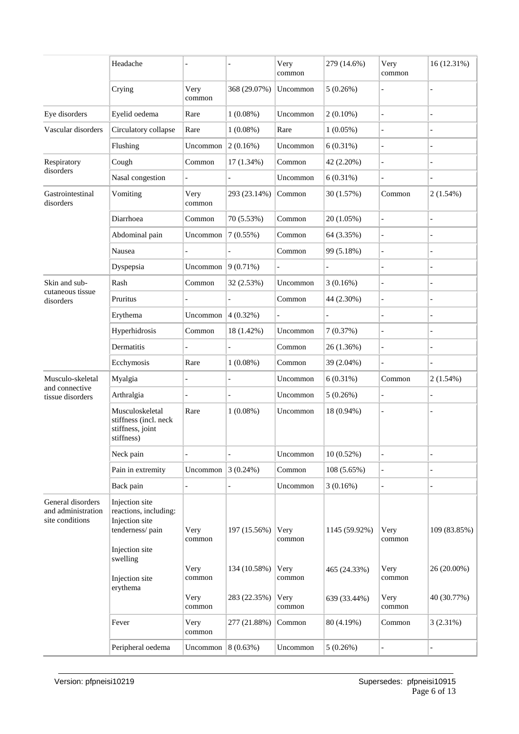| | | | | | | | |
|---|---|---|---|---|---|---|---|
| | Headache | - | - | Very common | 279 (14.6%) | Very common | 16 (12.31%) |
| | Crying | Very common | 368 (29.07%) | Uncommon | 5 (0.26%) | - | - |
| Eye disorders | Eyelid oedema | Rare | 1 (0.08%) | Uncommon | 2 (0.10%) | - | - |
| Vascular disorders | Circulatory collapse | Rare | 1 (0.08%) | Rare | 1 (0.05%) | - | - |
| | Flushing | Uncommon | 2 (0.16%) | Uncommon | 6 (0.31%) | - | - |
| Respiratory disorders | Cough | Common | 17 (1.34%) | Common | 42 (2.20%) | - | - |
| | Nasal congestion | - | - | Uncommon | 6 (0.31%) | - | - |
| Gastrointestinal disorders | Vomiting | Very common | 293 (23.14%) | Common | 30 (1.57%) | Common | 2 (1.54%) |
| | Diarrhoea | Common | 70 (5.53%) | Common | 20 (1.05%) | - | - |
| | Abdominal pain | Uncommon | 7 (0.55%) | Common | 64 (3.35%) | - | - |
| | Nausea | - | - | Common | 99 (5.18%) | - | - |
| | Dyspepsia | Uncommon | 9 (0.71%) | - | - | - | - |
| Skin and sub-cutaneous tissue disorders | Rash | Common | 32 (2.53%) | Uncommon | 3 (0.16%) | - | - |
| | Pruritus | - | - | Common | 44 (2.30%) | - | - |
| | Erythema | Uncommon | 4 (0.32%) | - | - | - | - |
| | Hyperhidrosis | Common | 18 (1.42%) | Uncommon | 7 (0.37%) | - | - |
| | Dermatitis | - | - | Common | 26 (1.36%) | - | - |
| | Ecchymosis | Rare | 1 (0.08%) | Common | 39 (2.04%) | - | - |
| Musculo-skeletal and connective tissue disorders | Myalgia | - | - | Uncommon | 6 (0.31%) | Common | 2 (1.54%) |
| | Arthralgia | - | - | Uncommon | 5 (0.26%) | - | - |
| | Musculoskeletal stiffness (incl. neck stiffness, joint stiffness) | Rare | 1 (0.08%) | Uncommon | 18 (0.94%) | - | - |
| | Neck pain | - | - | Uncommon | 10 (0.52%) | - | - |
| | Pain in extremity | Uncommon | 3 (0.24%) | Common | 108 (5.65%) | - | - |
| | Back pain | - | - | Uncommon | 3 (0.16%) | - | - |
| General disorders and administration site conditions | Injection site reactions, including: | | | | | | |
| | Injection site tenderness/ pain | Very common | 197 (15.56%) | Very common | 1145 (59.92%) | Very common | 109 (83.85%) |
| | Injection site swelling | Very common | 134 (10.58%) | Very common | 465 (24.33%) | Very common | 26 (20.00%) |
| | Injection site erythema | Very common | 283 (22.35%) | Very common | 639 (33.44%) | Very common | 40 (30.77%) |
| | Fever | Very common | 277 (21.88%) | Common | 80 (4.19%) | Common | 3 (2.31%) |
| | Peripheral oedema | Uncommon | 8 (0.63%) | Uncommon | 5 (0.26%) | - | - |

Version: pfpneisi10219 Supersedes: pfpneisi10915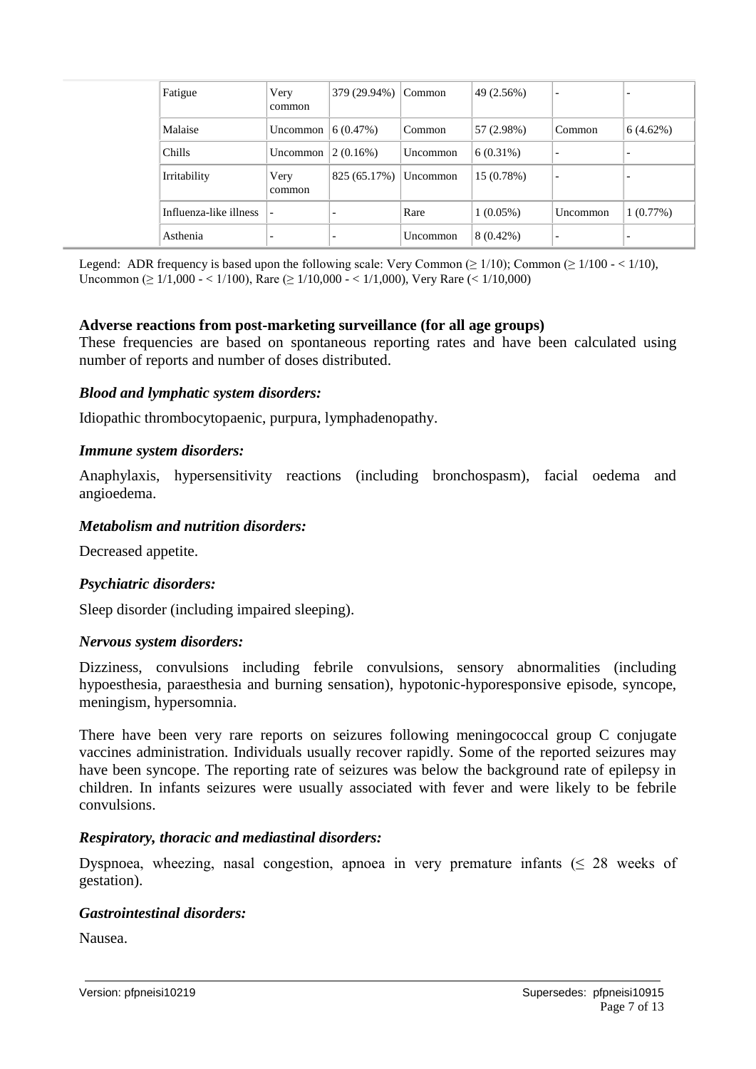| | | | | | | |
|---|---|---|---|---|---|---|
| Fatigue | Very common | 379 (29.94%) | Common | 49 (2.56%) | - | - |
| Malaise | Uncommon | 6 (0.47%) | Common | 57 (2.98%) | Common | 6 (4.62%) |
| Chills | Uncommon | 2 (0.16%) | Uncommon | 6 (0.31%) | - | - |
| Irritability | Very common | 825 (65.17%) | Uncommon | 15 (0.78%) | - | - |
| Influenza-like illness | - | - | Rare | 1 (0.05%) | Uncommon | 1 (0.77%) |
| Asthenia | - | - | Uncommon | 8 (0.42%) | - | - |

Legend: ADR frequency is based upon the following scale: Very Common (≥ 1/10); Common (≥ 1/100 - < 1/10), Uncommon (≥ 1/1,000 - < 1/100), Rare (≥ 1/10,000 - < 1/1,000), Very Rare (< 1/10,000)

**Adverse reactions from post-marketing surveillance (for all age groups)**

These frequencies are based on spontaneous reporting rates and have been calculated using number of reports and number of doses distributed.

***Blood and lymphatic system disorders:***

Idiopathic thrombocytopaenic, purpura, lymphadenopathy.

***Immune system disorders:***

Anaphylaxis, hypersensitivity reactions (including bronchospasm), facial oedema and angioedema.

***Metabolism and nutrition disorders:***

Decreased appetite.

***Psychiatric disorders:***

Sleep disorder (including impaired sleeping).

***Nervous system disorders:***

Dizziness, convulsions including febrile convulsions, sensory abnormalities (including hypoesthesia, paraesthesia and burning sensation), hypotonic-hyporesponsive episode, syncope, meningism, hypersomnia.

There have been very rare reports on seizures following meningococcal group C conjugate vaccines administration. Individuals usually recover rapidly. Some of the reported seizures may have been syncope. The reporting rate of seizures was below the background rate of epilepsy in children. In infants seizures were usually associated with fever and were likely to be febrile convulsions.

***Respiratory, thoracic and mediastinal disorders:***

Dyspnoea, wheezing, nasal congestion, apnoea in very premature infants (≤ 28 weeks of gestation).

***Gastrointestinal disorders:***

Nausea.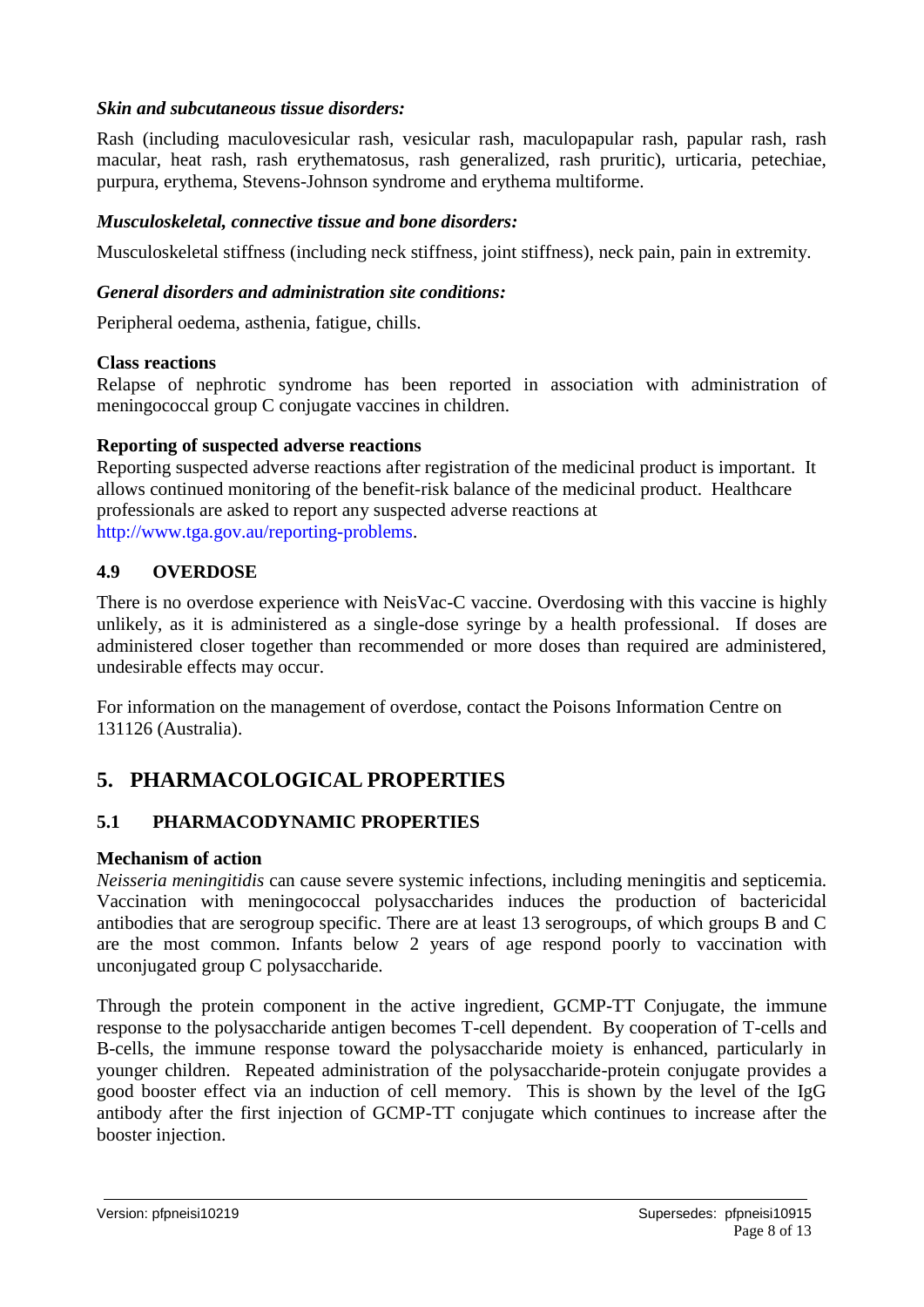***Skin and subcutaneous tissue disorders:***

Rash (including maculovesicular rash, vesicular rash, maculopapular rash, papular rash, rash macular, heat rash, rash erythematosus, rash generalized, rash pruritic), urticaria, petechiae, purpura, erythema, Stevens-Johnson syndrome and erythema multiforme.

***Musculoskeletal, connective tissue and bone disorders:***

Musculoskeletal stiffness (including neck stiffness, joint stiffness), neck pain, pain in extremity.

***General disorders and administration site conditions:***

Peripheral oedema, asthenia, fatigue, chills.

**Class reactions**

Relapse of nephrotic syndrome has been reported in association with administration of meningococcal group C conjugate vaccines in children.

**Reporting of suspected adverse reactions**

Reporting suspected adverse reactions after registration of the medicinal product is important. It allows continued monitoring of the benefit-risk balance of the medicinal product. Healthcare professionals are asked to report any suspected adverse reactions at http://www.tga.gov.au/reporting-problems.

### 4.9 OVERDOSE

There is no overdose experience with NeisVac-C vaccine. Overdosing with this vaccine is highly unlikely, as it is administered as a single-dose syringe by a health professional. If doses are administered closer together than recommended or more doses than required are administered, undesirable effects may occur.

For information on the management of overdose, contact the Poisons Information Centre on 131126 (Australia).

## 5. PHARMACOLOGICAL PROPERTIES

### 5.1 PHARMACODYNAMIC PROPERTIES

**Mechanism of action**

*Neisseria meningitidis* can cause severe systemic infections, including meningitis and septicemia. Vaccination with meningococcal polysaccharides induces the production of bactericidal antibodies that are serogroup specific. There are at least 13 serogroups, of which groups B and C are the most common. Infants below 2 years of age respond poorly to vaccination with unconjugated group C polysaccharide.

Through the protein component in the active ingredient, GCMP-TT Conjugate, the immune response to the polysaccharide antigen becomes T-cell dependent. By cooperation of T-cells and B-cells, the immune response toward the polysaccharide moiety is enhanced, particularly in younger children. Repeated administration of the polysaccharide-protein conjugate provides a good booster effect via an induction of cell memory. This is shown by the level of the IgG antibody after the first injection of GCMP-TT conjugate which continues to increase after the booster injection.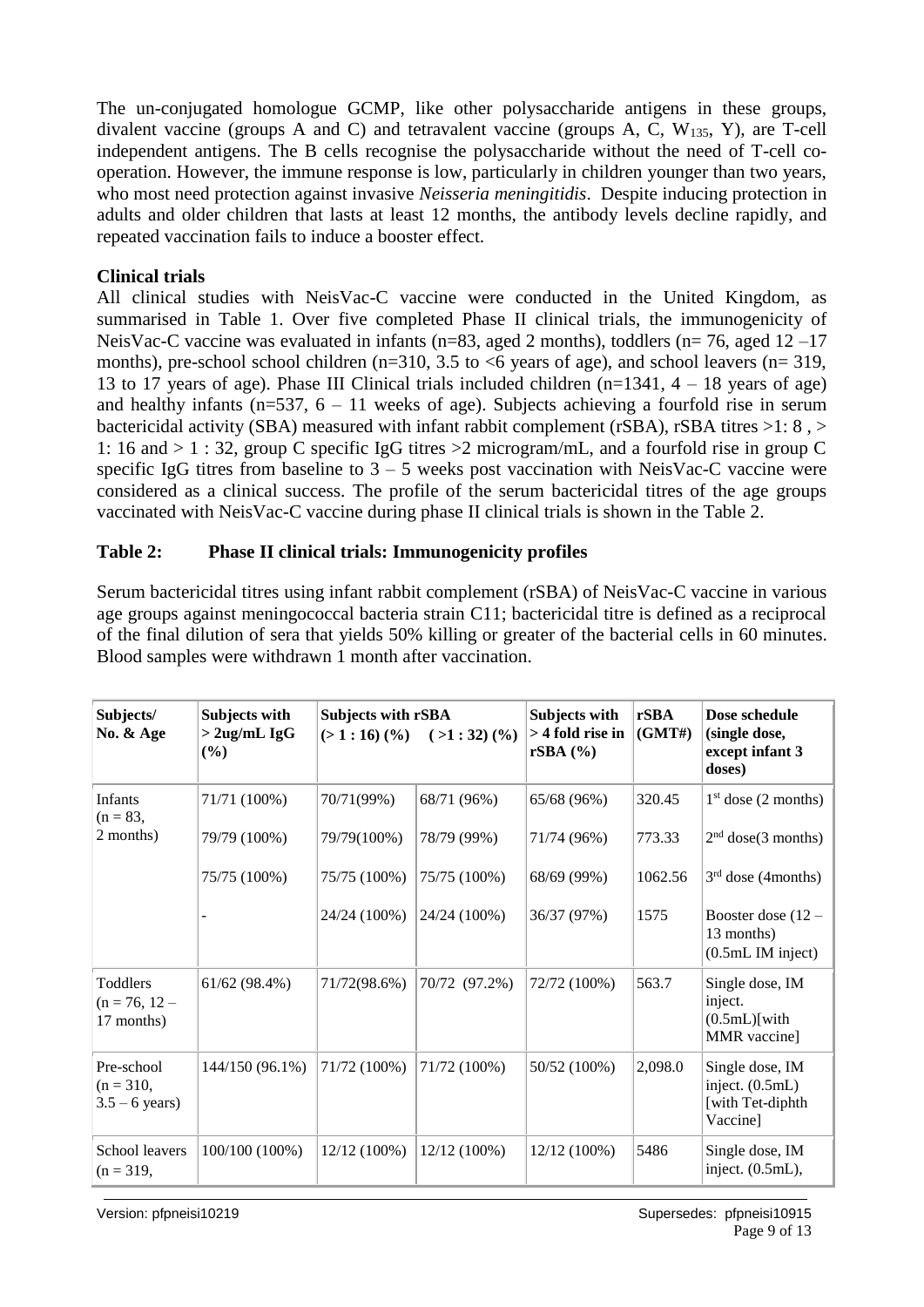The un-conjugated homologue GCMP, like other polysaccharide antigens in these groups, divalent vaccine (groups A and C) and tetravalent vaccine (groups A, C, $W_{135}$, Y), are T-cell independent antigens. The B cells recognise the polysaccharide without the need of T-cell co-operation. However, the immune response is low, particularly in children younger than two years, who most need protection against invasive *Neisseria meningitidis*. Despite inducing protection in adults and older children that lasts at least 12 months, the antibody levels decline rapidly, and repeated vaccination fails to induce a booster effect.

**Clinical trials**

All clinical studies with NeisVac-C vaccine were conducted in the United Kingdom, as summarised in Table 1. Over five completed Phase II clinical trials, the immunogenicity of NeisVac-C vaccine was evaluated in infants (n=83, aged 2 months), toddlers (n= 76, aged 12 –17 months), pre-school school children (n=310, 3.5 to <6 years of age), and school leavers (n= 319, 13 to 17 years of age). Phase III Clinical trials included children (n=1341, 4 – 18 years of age) and healthy infants (n=537, 6 – 11 weeks of age). Subjects achieving a fourfold rise in serum bactericidal activity (SBA) measured with infant rabbit complement (rSBA), rSBA titres >1: 8 , > 1: 16 and > 1 : 32, group C specific IgG titres >2 microgram/mL, and a fourfold rise in group C specific IgG titres from baseline to 3 – 5 weeks post vaccination with NeisVac-C vaccine were considered as a clinical success. The profile of the serum bactericidal titres of the age groups vaccinated with NeisVac-C vaccine during phase II clinical trials is shown in the Table 2.

### Table 2: Phase II clinical trials: Immunogenicity profiles

Serum bactericidal titres using infant rabbit complement (rSBA) of NeisVac-C vaccine in various age groups against meningococcal bacteria strain C11; bactericidal titre is defined as a reciprocal of the final dilution of sera that yields 50% killing or greater of the bacterial cells in 60 minutes. Blood samples were withdrawn 1 month after vaccination.

| Subjects/ No. & Age | Subjects with > 2ug/mL IgG (%) | Subjects with rSBA (> 1 : 16) (%) | ( >1 : 32) (%) | Subjects with > 4 fold rise in rSBA (%) | rSBA (GMT#) | Dose schedule (single dose, except infant 3 doses) |
|---|---|---|---|---|---|---|
| Infants (n = 83, 2 months) | 71/71 (100%) | 70/71(99%) | 68/71 (96%) | 65/68 (96%) | 320.45 | 1st dose (2 months) |
| | 79/79 (100%) | 79/79(100%) | 78/79 (99%) | 71/74 (96%) | 773.33 | 2nd dose(3 months) |
| | 75/75 (100%) | 75/75 (100%) | 75/75 (100%) | 68/69 (99%) | 1062.56 | 3rd dose (4months) |
| | - | 24/24 (100%) | 24/24 (100%) | 36/37 (97%) | 1575 | Booster dose (12 – 13 months) (0.5mL IM inject) |
| Toddlers (n = 76, 12 – 17 months) | 61/62 (98.4%) | 71/72(98.6%) | 70/72 (97.2%) | 72/72 (100%) | 563.7 | Single dose, IM inject. (0.5mL)[with MMR vaccine] |
| Pre-school (n = 310, 3.5 – 6 years) | 144/150 (96.1%) | 71/72 (100%) | 71/72 (100%) | 50/52 (100%) | 2,098.0 | Single dose, IM inject. (0.5mL) [with Tet-diphth Vaccine] |
| School leavers (n = 319, | 100/100 (100%) | 12/12 (100%) | 12/12 (100%) | 12/12 (100%) | 5486 | Single dose, IM inject. (0.5mL), |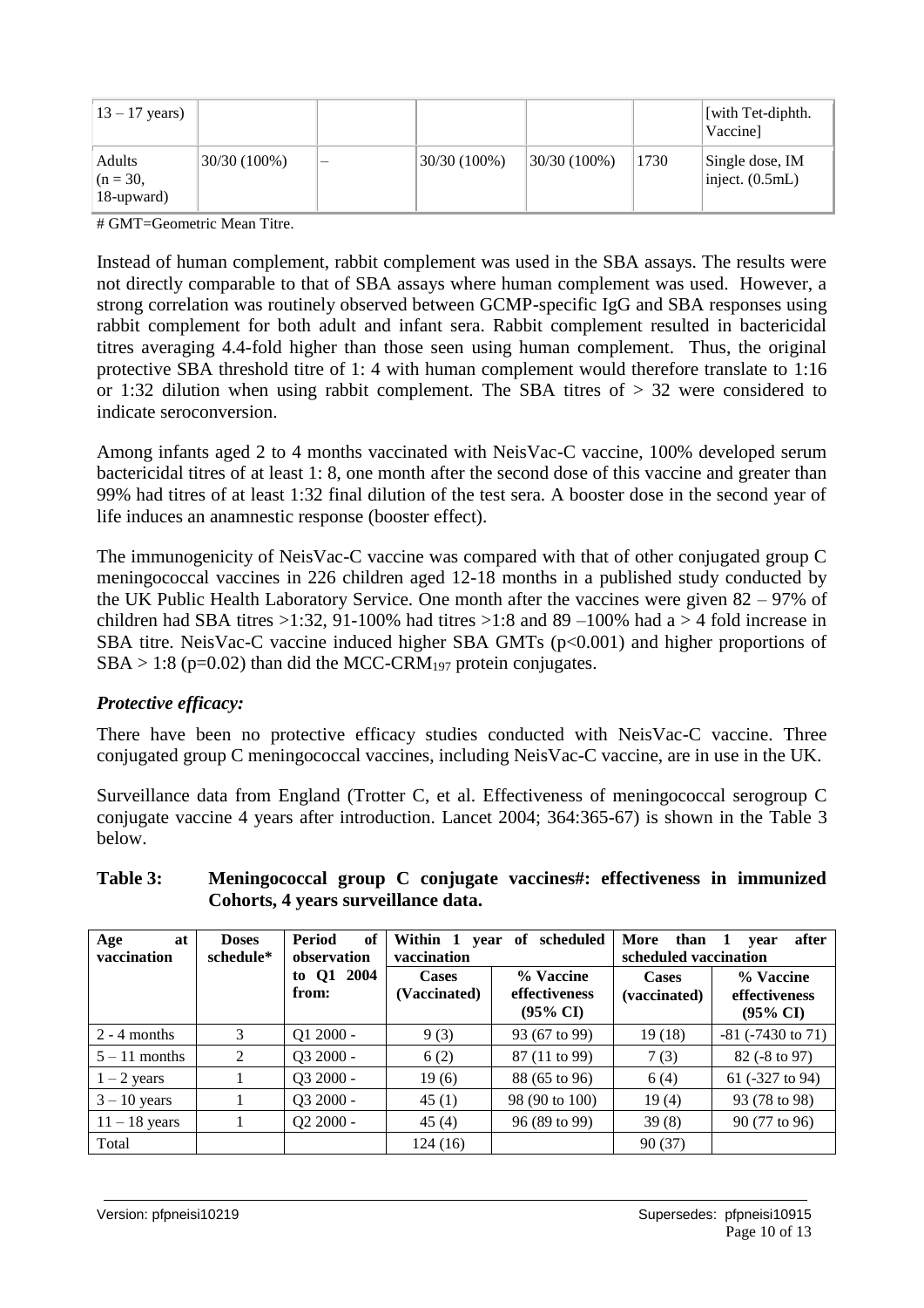| (13 – 17 years) | | | | | | [with Tet-diphth. Vaccine] |
|---|---|---|---|---|---|---|
| Adults (n = 30, 18-upward) | 30/30 (100%) | – | 30/30 (100%) | 30/30 (100%) | 1730 | Single dose, IM inject. (0.5mL) |

# GMT=Geometric Mean Titre.

Instead of human complement, rabbit complement was used in the SBA assays. The results were not directly comparable to that of SBA assays where human complement was used. However, a strong correlation was routinely observed between GCMP-specific IgG and SBA responses using rabbit complement for both adult and infant sera. Rabbit complement resulted in bactericidal titres averaging 4.4-fold higher than those seen using human complement. Thus, the original protective SBA threshold titre of 1: 4 with human complement would therefore translate to 1:16 or 1:32 dilution when using rabbit complement. The SBA titres of > 32 were considered to indicate seroconversion.

Among infants aged 2 to 4 months vaccinated with NeisVac-C vaccine, 100% developed serum bactericidal titres of at least 1: 8, one month after the second dose of this vaccine and greater than 99% had titres of at least 1:32 final dilution of the test sera. A booster dose in the second year of life induces an anamnestic response (booster effect).

The immunogenicity of NeisVac-C vaccine was compared with that of other conjugated group C meningococcal vaccines in 226 children aged 12-18 months in a published study conducted by the UK Public Health Laboratory Service. One month after the vaccines were given 82 – 97% of children had SBA titres >1:32, 91-100% had titres >1:8 and 89 –100% had a > 4 fold increase in SBA titre. NeisVac-C vaccine induced higher SBA GMTs ($p<0.001$) and higher proportions of SBA > 1:8 ($p=0.02$) than did the MCC-$CRM_{197}$ protein conjugates.

### *Protective efficacy:*

There have been no protective efficacy studies conducted with NeisVac-C vaccine. Three conjugated group C meningococcal vaccines, including NeisVac-C vaccine, are in use in the UK.

Surveillance data from England (Trotter C, et al. Effectiveness of meningococcal serogroup C conjugate vaccine 4 years after introduction. Lancet 2004; 364:365-67) is shown in the Table 3 below.

**Table 3: Meningococcal group C conjugate vaccines#: effectiveness in immunized Cohorts, 4 years surveillance data.**

| Age at vaccination | Doses schedule* | Period of observation to Q1 2004 from: | Within 1 year of scheduled vaccination | | More than 1 year after scheduled vaccination | |
|---|---|---|---|---|---|---|
| | | | Cases (Vaccinated) | % Vaccine effectiveness (95% CI) | Cases (vaccinated) | % Vaccine effectiveness (95% CI) |
| 2 - 4 months | 3 | Q1 2000 - | 9 (3) | 93 (67 to 99) | 19 (18) | -81 (-7430 to 71) |
| 5 – 11 months | 2 | Q3 2000 - | 6 (2) | 87 (11 to 99) | 7 (3) | 82 (-8 to 97) |
| 1 – 2 years | 1 | Q3 2000 - | 19 (6) | 88 (65 to 96) | 6 (4) | 61 (-327 to 94) |
| 3 – 10 years | 1 | Q3 2000 - | 45 (1) | 98 (90 to 100) | 19 (4) | 93 (78 to 98) |
| 11 – 18 years | 1 | Q2 2000 - | 45 (4) | 96 (89 to 99) | 39 (8) | 90 (77 to 96) |
| Total | | | 124 (16) | | 90 (37) | |

Version: pfpneisi10219 Supersedes: pfpneisi10915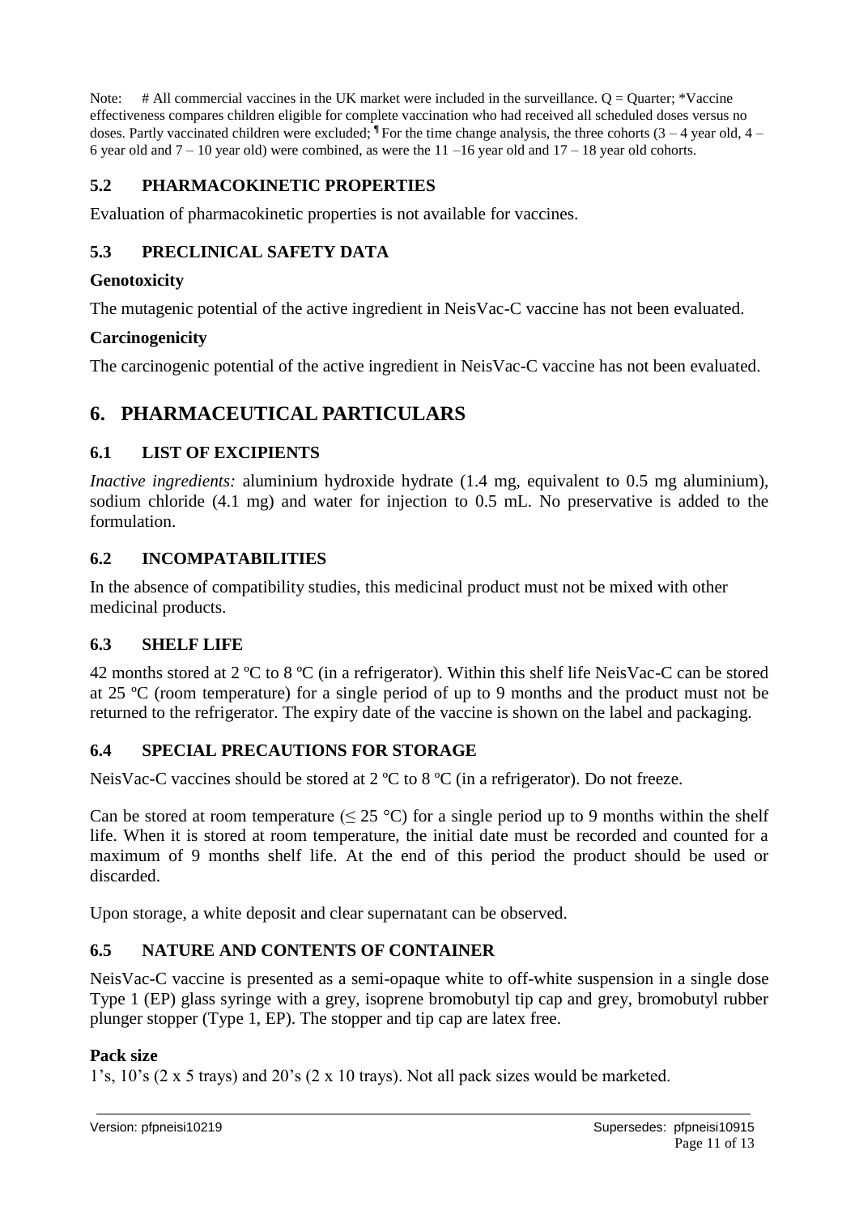Note: # All commercial vaccines in the UK market were included in the surveillance. Q = Quarter; *Vaccine effectiveness compares children eligible for complete vaccination who had received all scheduled doses versus no doses. Partly vaccinated children were excluded; ¶ For the time change analysis, the three cohorts (3 – 4 year old, 4 – 6 year old and 7 – 10 year old) were combined, as were the 11 –16 year old and 17 – 18 year old cohorts.

### 5.2 PHARMACOKINETIC PROPERTIES

Evaluation of pharmacokinetic properties is not available for vaccines.

### 5.3 PRECLINICAL SAFETY DATA

**Genotoxicity**

The mutagenic potential of the active ingredient in NeisVac-C vaccine has not been evaluated.

**Carcinogenicity**

The carcinogenic potential of the active ingredient in NeisVac-C vaccine has not been evaluated.

## 6. PHARMACEUTICAL PARTICULARS

### 6.1 LIST OF EXCIPIENTS

*Inactive ingredients:* aluminium hydroxide hydrate (1.4 mg, equivalent to 0.5 mg aluminium), sodium chloride (4.1 mg) and water for injection to 0.5 mL. No preservative is added to the formulation.

### 6.2 INCOMPATABILITIES

In the absence of compatibility studies, this medicinal product must not be mixed with other medicinal products.

### 6.3 SHELF LIFE

42 months stored at 2 ºC to 8 ºC (in a refrigerator). Within this shelf life NeisVac-C can be stored at 25 ºC (room temperature) for a single period of up to 9 months and the product must not be returned to the refrigerator. The expiry date of the vaccine is shown on the label and packaging.

### 6.4 SPECIAL PRECAUTIONS FOR STORAGE

NeisVac-C vaccines should be stored at 2 ºC to 8 ºC (in a refrigerator). Do not freeze.

Can be stored at room temperature (≤ 25 °C) for a single period up to 9 months within the shelf life. When it is stored at room temperature, the initial date must be recorded and counted for a maximum of 9 months shelf life. At the end of this period the product should be used or discarded.

Upon storage, a white deposit and clear supernatant can be observed.

### 6.5 NATURE AND CONTENTS OF CONTAINER

NeisVac-C vaccine is presented as a semi-opaque white to off-white suspension in a single dose Type 1 (EP) glass syringe with a grey, isoprene bromobutyl tip cap and grey, bromobutyl rubber plunger stopper (Type 1, EP). The stopper and tip cap are latex free.

**Pack size**

1's, 10's (2 x 5 trays) and 20's (2 x 10 trays). Not all pack sizes would be marketed.

Version: pfpneisi10219 Supersedes: pfpneisi10915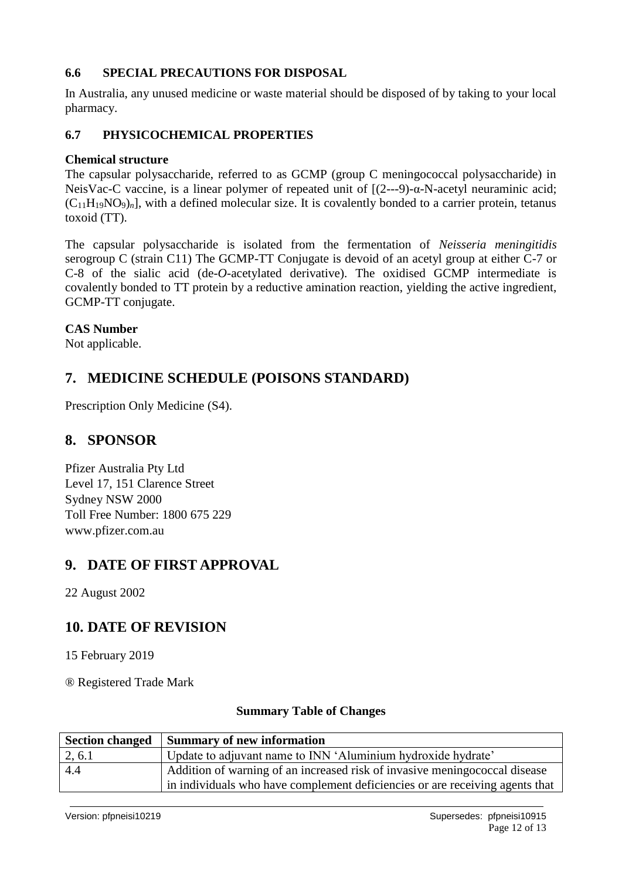### 6.6 SPECIAL PRECAUTIONS FOR DISPOSAL

In Australia, any unused medicine or waste material should be disposed of by taking to your local pharmacy.

### 6.7 PHYSICOCHEMICAL PROPERTIES

**Chemical structure**

The capsular polysaccharide, referred to as GCMP (group C meningococcal polysaccharide) in NeisVac-C vaccine, is a linear polymer of repeated unit of [(2---9)-α-N-acetyl neuraminic acid; $(C_{11}H_{19}NO_9)_n$], with a defined molecular size. It is covalently bonded to a carrier protein, tetanus toxoid (TT).

The capsular polysaccharide is isolated from the fermentation of *Neisseria meningitidis* serogroup C (strain C11) The GCMP-TT Conjugate is devoid of an acetyl group at either C-7 or C-8 of the sialic acid (de-*O*-acetylated derivative). The oxidised GCMP intermediate is covalently bonded to TT protein by a reductive amination reaction, yielding the active ingredient, GCMP-TT conjugate.

**CAS Number**

Not applicable.

## 7. MEDICINE SCHEDULE (POISONS STANDARD)

Prescription Only Medicine (S4).

## 8. SPONSOR

Pfizer Australia Pty Ltd
Level 17, 151 Clarence Street
Sydney NSW 2000
Toll Free Number: 1800 675 229
www.pfizer.com.au

## 9. DATE OF FIRST APPROVAL

22 August 2002

## 10. DATE OF REVISION

15 February 2019

® Registered Trade Mark

**Summary Table of Changes**

| Section changed | Summary of new information |
|---|---|
| 2, 6.1 | Update to adjuvant name to INN 'Aluminium hydroxide hydrate' |
| 4.4 | Addition of warning of an increased risk of invasive meningococcal disease in individuals who have complement deficiencies or are receiving agents that |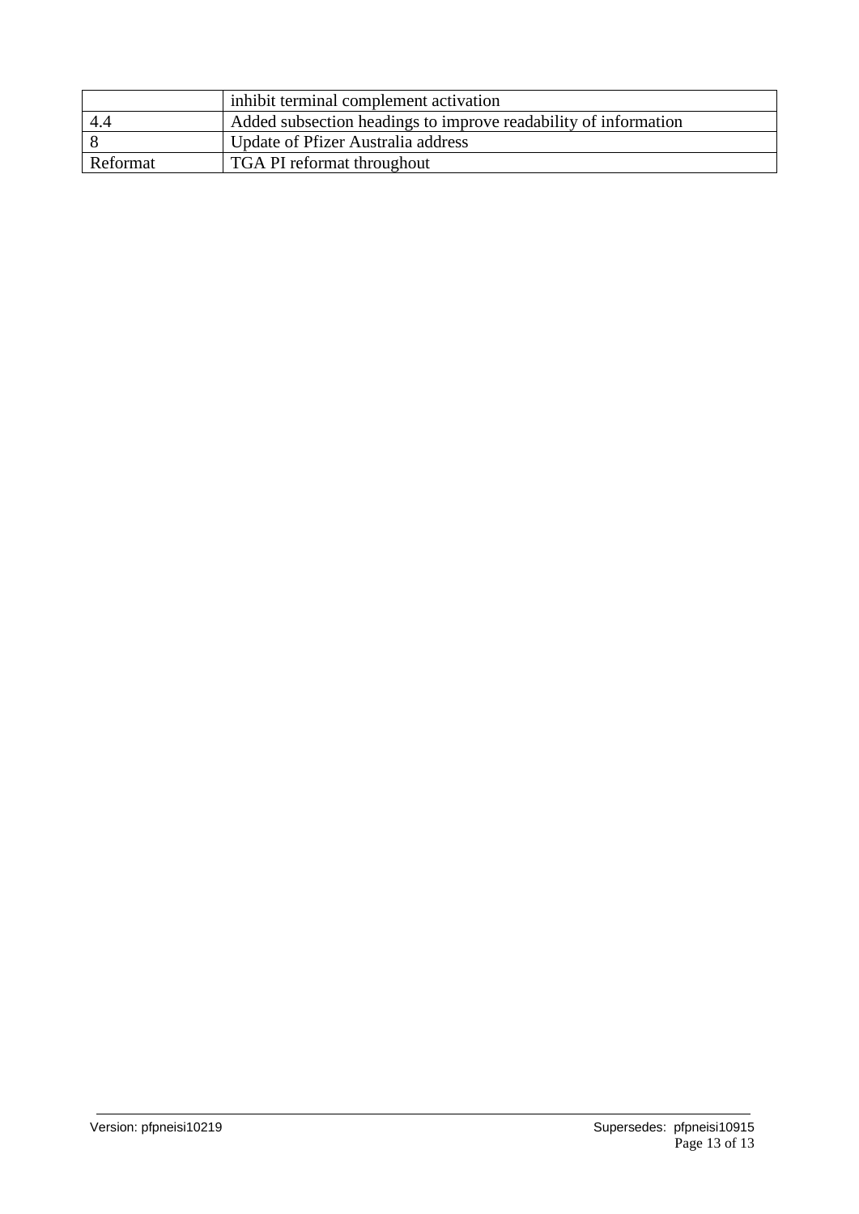| | |
|---|---|
| | inhibit terminal complement activation |
| 4.4 | Added subsection headings to improve readability of information |
| 8 | Update of Pfizer Australia address |
| Reformat | TGA PI reformat throughout |